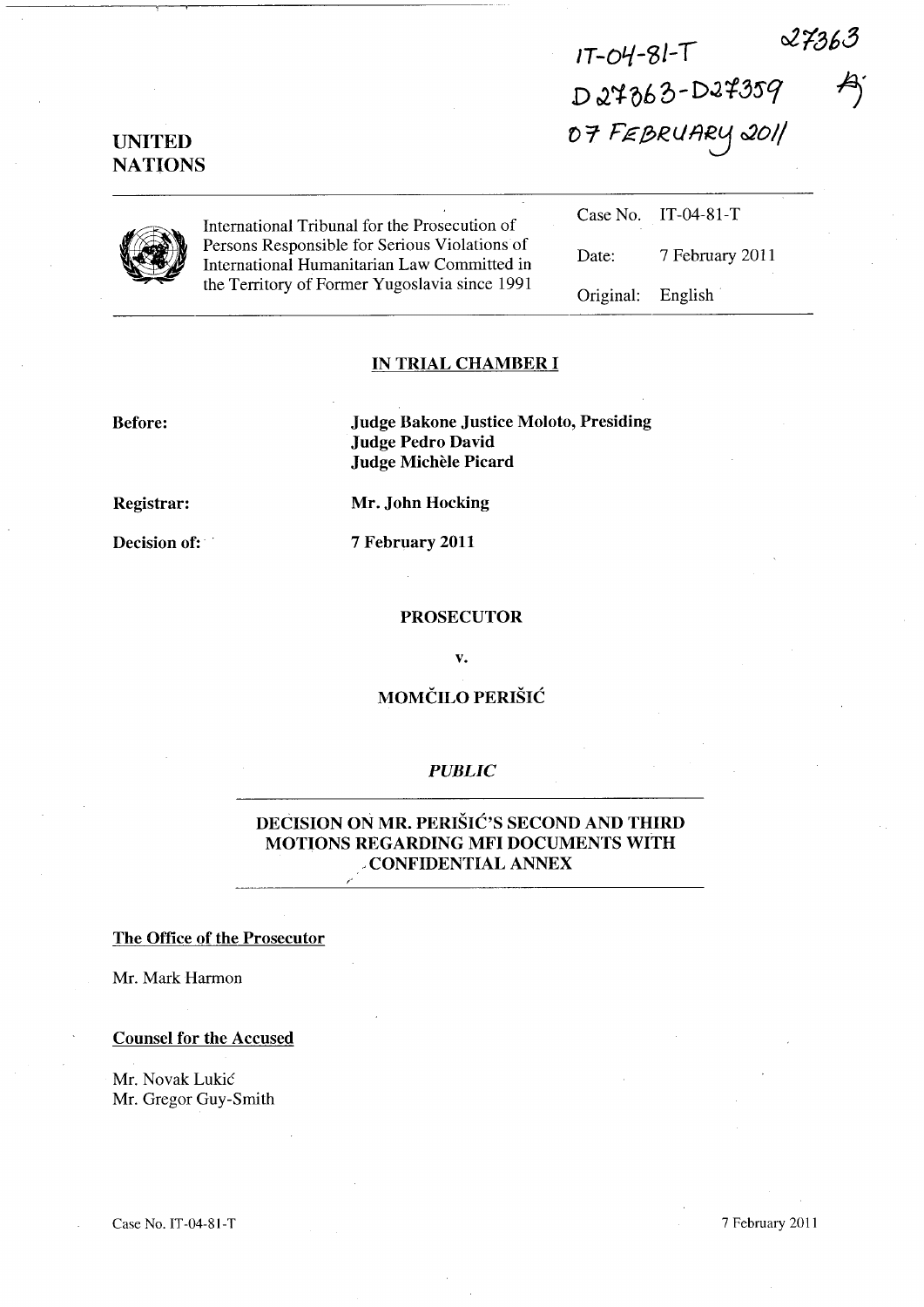IT-04-81-T 27363
D27363-D27359
07 FEBRUARY 2011

**UNITED NATIONS**

International Tribunal for the Prosecution of Persons Responsible for Serious Violations of International Humanitarian Law Committed in the Territory of Former Yugoslavia since 1991

| | |
|---|---|
| Case No. | IT-04-81-T |
| Date: | 7 February 2011 |
| Original: | English |

**IN TRIAL CHAMBER I**

**Before:** **Judge Bakone Justice Moloto, Presiding**
**Judge Pedro David**
**Judge Michèle Picard**

**Registrar:** **Mr. John Hocking**

**Decision of:** **7 February 2011**

**PROSECUTOR**

**v.**

**MOMČILO PERIŠIĆ**

***PUBLIC***

**DECISION ON MR. PERIŠIĆ'S SECOND AND THIRD MOTIONS REGARDING MFI DOCUMENTS WITH CONFIDENTIAL ANNEX**

**The Office of the Prosecutor**

Mr. Mark Harmon

**Counsel for the Accused**

Mr. Novak Lukić
Mr. Gregor Guy-Smith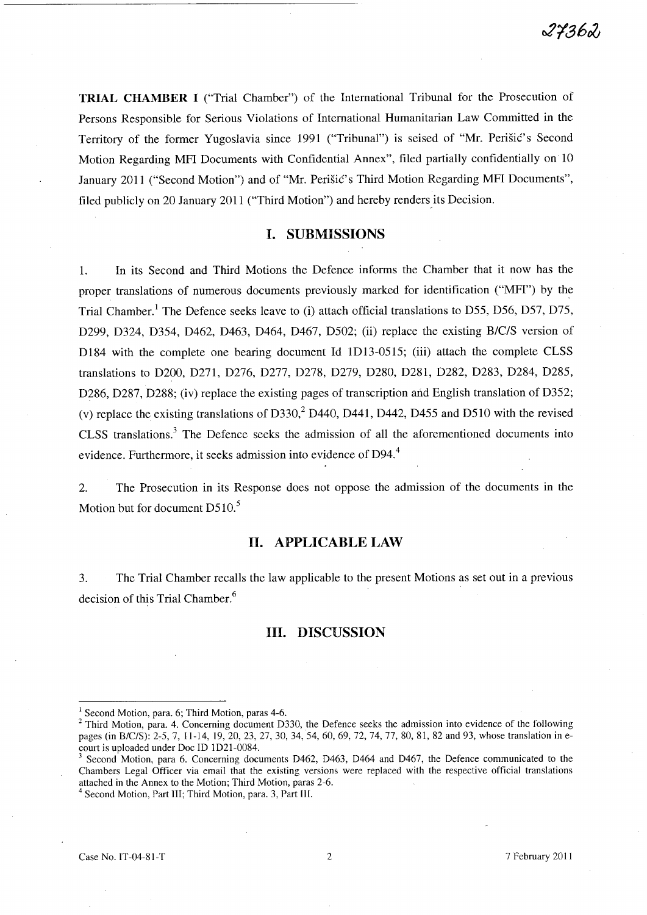**TRIAL CHAMBER I** ("Trial Chamber") of the International Tribunal for the Prosecution of Persons Responsible for Serious Violations of International Humanitarian Law Committed in the Territory of the former Yugoslavia since 1991 ("Tribunal") is seised of "Mr. Perišić's Second Motion Regarding MFI Documents with Confidential Annex", filed partially confidentially on 10 January 2011 ("Second Motion") and of "Mr. Perišić's Third Motion Regarding MFI Documents", filed publicly on 20 January 2011 ("Third Motion") and hereby renders its Decision.

## I. SUBMISSIONS

1. In its Second and Third Motions the Defence informs the Chamber that it now has the proper translations of numerous documents previously marked for identification ("MFI") by the Trial Chamber.[1] The Defence seeks leave to (i) attach official translations to D55, D56, D57, D75, D299, D324, D354, D462, D463, D464, D467, D502; (ii) replace the existing B/C/S version of D184 with the complete one bearing document Id 1D13-0515; (iii) attach the complete CLSS translations to D200, D271, D276, D277, D278, D279, D280, D281, D282, D283, D284, D285, D286, D287, D288; (iv) replace the existing pages of transcription and English translation of D352; (v) replace the existing translations of D330,[2] D440, D441, D442, D455 and D510 with the revised CLSS translations.[3] The Defence seeks the admission of all the aforementioned documents into evidence. Furthermore, it seeks admission into evidence of D94.[4]

2. The Prosecution in its Response does not oppose the admission of the documents in the Motion but for document D510.[5]

## II. APPLICABLE LAW

3. The Trial Chamber recalls the law applicable to the present Motions as set out in a previous decision of this Trial Chamber.[6]

## III. DISCUSSION

---

[1] Second Motion, para. 6; Third Motion, paras 4-6.

[2] Third Motion, para. 4. Concerning document D330, the Defence seeks the admission into evidence of the following pages (in B/C/S): 2-5, 7, 11-14, 19, 20, 23, 27, 30, 34, 54, 60, 69, 72, 74, 77, 80, 81, 82 and 93, whose translation in e-court is uploaded under Doc ID 1D21-0084.

[3] Second Motion, para 6. Concerning documents D462, D463, D464 and D467, the Defence communicated to the Chambers Legal Officer via email that the existing versions were replaced with the respective official translations attached in the Annex to the Motion; Third Motion, paras 2-6.

[4] Second Motion, Part III; Third Motion, para. 3, Part III.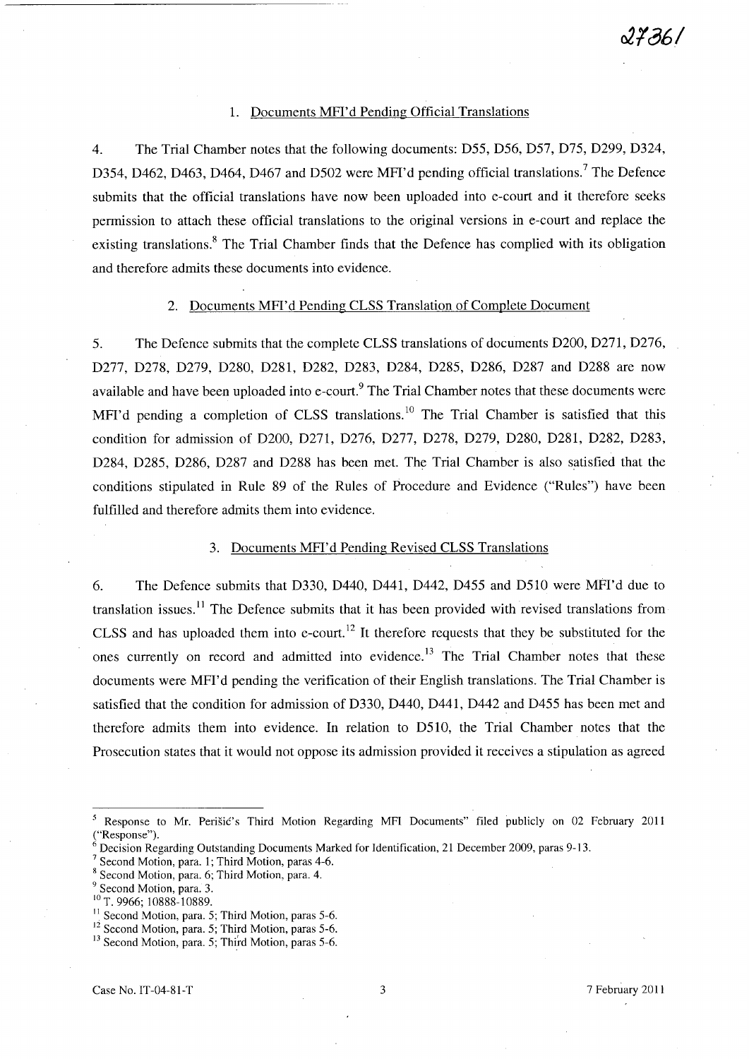### 1. Documents MFI'd Pending Official Translations

4. The Trial Chamber notes that the following documents: D55, D56, D57, D75, D299, D324, D354, D462, D463, D464, D467 and D502 were MFI'd pending official translations.[7] The Defence submits that the official translations have now been uploaded into e-court and it therefore seeks permission to attach these official translations to the original versions in e-court and replace the existing translations.[8] The Trial Chamber finds that the Defence has complied with its obligation and therefore admits these documents into evidence.

### 2. Documents MFI'd Pending CLSS Translation of Complete Document

5. The Defence submits that the complete CLSS translations of documents D200, D271, D276, D277, D278, D279, D280, D281, D282, D283, D284, D285, D286, D287 and D288 are now available and have been uploaded into e-court.[9] The Trial Chamber notes that these documents were MFI'd pending a completion of CLSS translations.[10] The Trial Chamber is satisfied that this condition for admission of D200, D271, D276, D277, D278, D279, D280, D281, D282, D283, D284, D285, D286, D287 and D288 has been met. The Trial Chamber is also satisfied that the conditions stipulated in Rule 89 of the Rules of Procedure and Evidence ("Rules") have been fulfilled and therefore admits them into evidence.

### 3. Documents MFI'd Pending Revised CLSS Translations

6. The Defence submits that D330, D440, D441, D442, D455 and D510 were MFI'd due to translation issues.[11] The Defence submits that it has been provided with revised translations from CLSS and has uploaded them into e-court.[12] It therefore requests that they be substituted for the ones currently on record and admitted into evidence.[13] The Trial Chamber notes that these documents were MFI'd pending the verification of their English translations. The Trial Chamber is satisfied that the condition for admission of D330, D440, D441, D442 and D455 has been met and therefore admits them into evidence. In relation to D510, the Trial Chamber notes that the Prosecution states that it would not oppose its admission provided it receives a stipulation as agreed

---

[5] Response to Mr. Perišić's Third Motion Regarding MFI Documents" filed publicly on 02 February 2011 ("Response").

[6] Decision Regarding Outstanding Documents Marked for Identification, 21 December 2009, paras 9-13.

[7] Second Motion, para. 1; Third Motion, paras 4-6.

[8] Second Motion, para. 6; Third Motion, para. 4.

[9] Second Motion, para. 3.

[10] T. 9966; 10888-10889.

[11] Second Motion, para. 5; Third Motion, paras 5-6.

[12] Second Motion, para. 5; Third Motion, paras 5-6.

[13] Second Motion, para. 5; Third Motion, paras 5-6.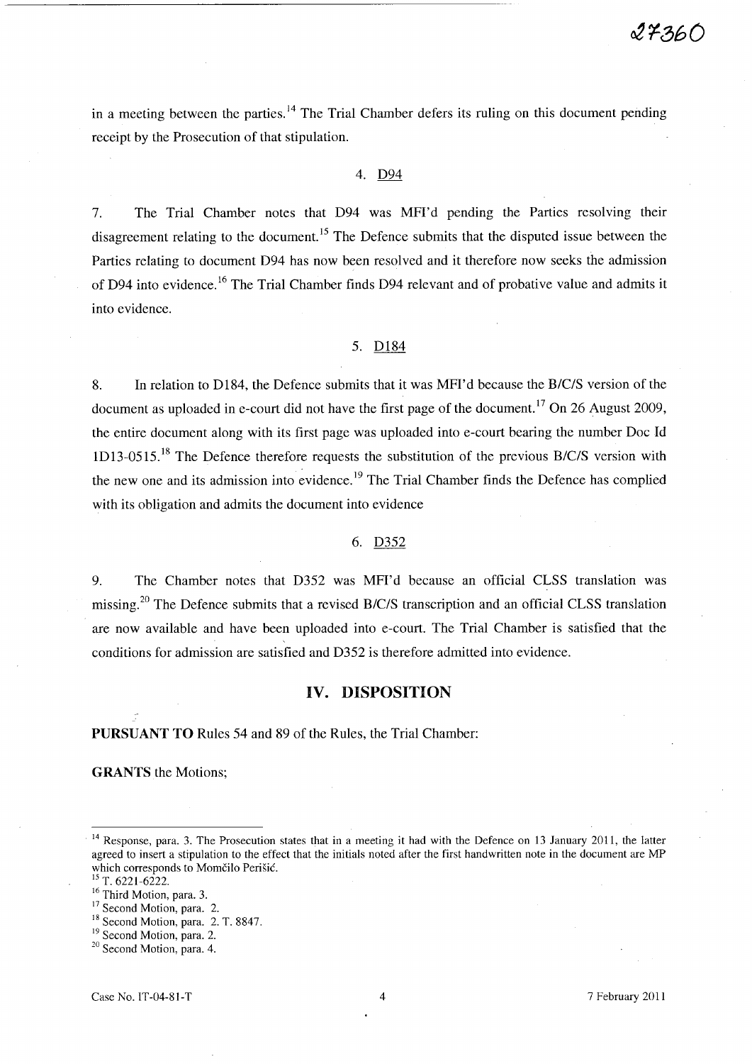in a meeting between the parties.[14] The Trial Chamber defers its ruling on this document pending receipt by the Prosecution of that stipulation.

### 4. D94

7. The Trial Chamber notes that D94 was MFI'd pending the Parties resolving their disagreement relating to the document.[15] The Defence submits that the disputed issue between the Parties relating to document D94 has now been resolved and it therefore now seeks the admission of D94 into evidence.[16] The Trial Chamber finds D94 relevant and of probative value and admits it into evidence.

### 5. D184

8. In relation to D184, the Defence submits that it was MFI'd because the B/C/S version of the document as uploaded in e-court did not have the first page of the document.[17] On 26 August 2009, the entire document along with its first page was uploaded into e-court bearing the number Doc Id 1D13-0515.[18] The Defence therefore requests the substitution of the previous B/C/S version with the new one and its admission into evidence.[19] The Trial Chamber finds the Defence has complied with its obligation and admits the document into evidence

### 6. D352

9. The Chamber notes that D352 was MFI'd because an official CLSS translation was missing.[20] The Defence submits that a revised B/C/S transcription and an official CLSS translation are now available and have been uploaded into e-court. The Trial Chamber is satisfied that the conditions for admission are satisfied and D352 is therefore admitted into evidence.

## IV. DISPOSITION

**PURSUANT TO** Rules 54 and 89 of the Rules, the Trial Chamber:

**GRANTS** the Motions;

---

[14] Response, para. 3. The Prosecution states that in a meeting it had with the Defence on 13 January 2011, the latter agreed to insert a stipulation to the effect that the initials noted after the first handwritten note in the document are MP which corresponds to Momčilo Perišić.

[15] T. 6221-6222.

[16] Third Motion, para. 3.

[17] Second Motion, para. 2.

[18] Second Motion, para. 2. T. 8847.

[19] Second Motion, para. 2.

[20] Second Motion, para. 4.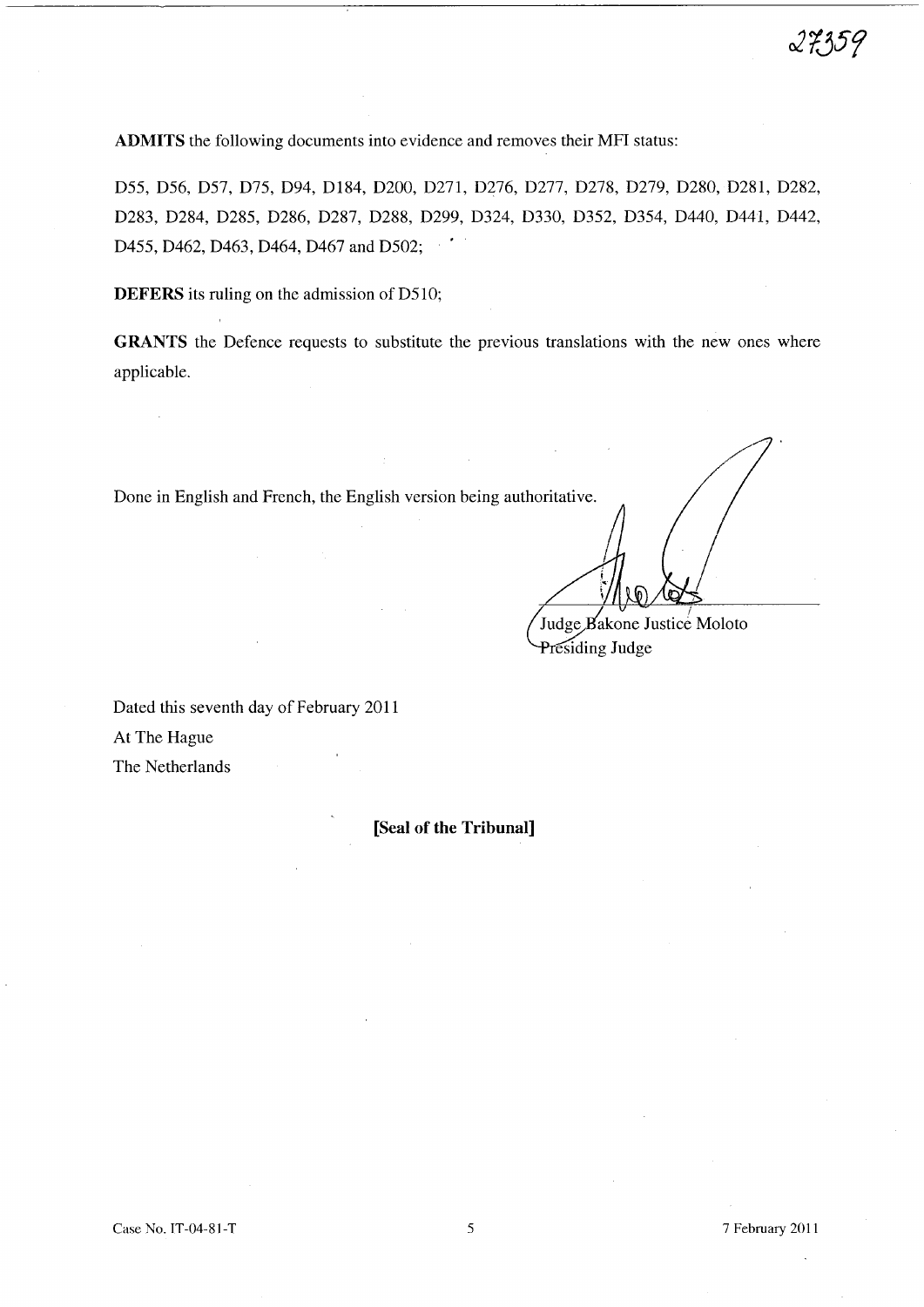27359

**ADMITS** the following documents into evidence and removes their MFI status:

D55, D56, D57, D75, D94, D184, D200, D271, D276, D277, D278, D279, D280, D281, D282, D283, D284, D285, D286, D287, D288, D299, D324, D330, D352, D354, D440, D441, D442, D455, D462, D463, D464, D467 and D502;

**DEFERS** its ruling on the admission of D510;

**GRANTS** the Defence requests to substitute the previous translations with the new ones where applicable.

Done in English and French, the English version being authoritative.

Judge Bakone Justice Moloto
Presiding Judge

Dated this seventh day of February 2011
At The Hague
The Netherlands

**[Seal of the Tribunal]**